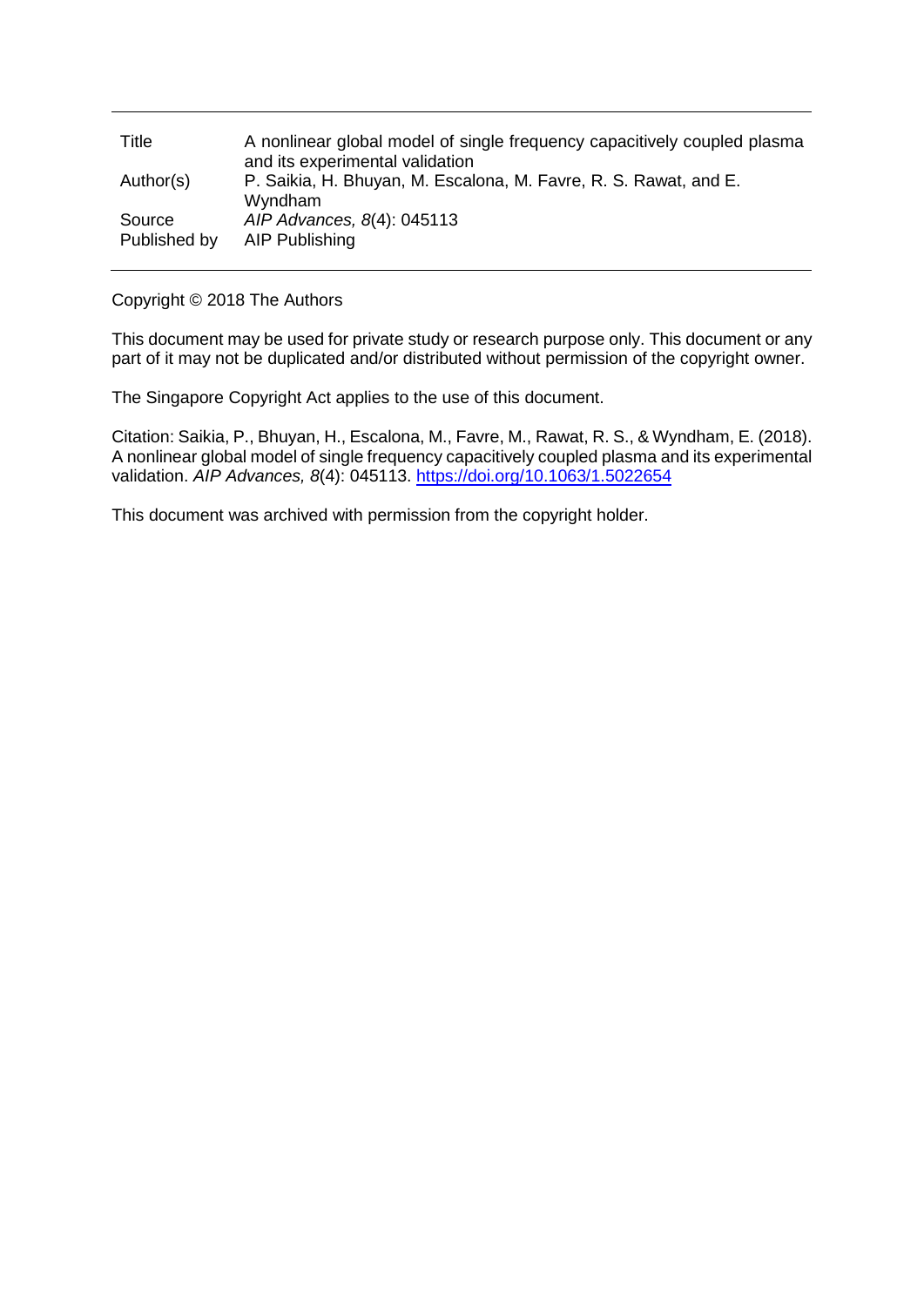| | |
|---|---|
| Title | A nonlinear global model of single frequency capacitively coupled plasma and its experimental validation |
| Author(s) | P. Saikia, H. Bhuyan, M. Escalona, M. Favre, R. S. Rawat, and E. Wyndham |
| Source | *AIP Advances, 8*(4): 045113 |
| Published by | AIP Publishing |

Copyright © 2018 The Authors

This document may be used for private study or research purpose only. This document or any part of it may not be duplicated and/or distributed without permission of the copyright owner.

The Singapore Copyright Act applies to the use of this document.

Citation: Saikia, P., Bhuyan, H., Escalona, M., Favre, M., Rawat, R. S., & Wyndham, E. (2018). A nonlinear global model of single frequency capacitively coupled plasma and its experimental validation. *AIP Advances, 8*(4): 045113. https://doi.org/10.1063/1.5022654

This document was archived with permission from the copyright holder.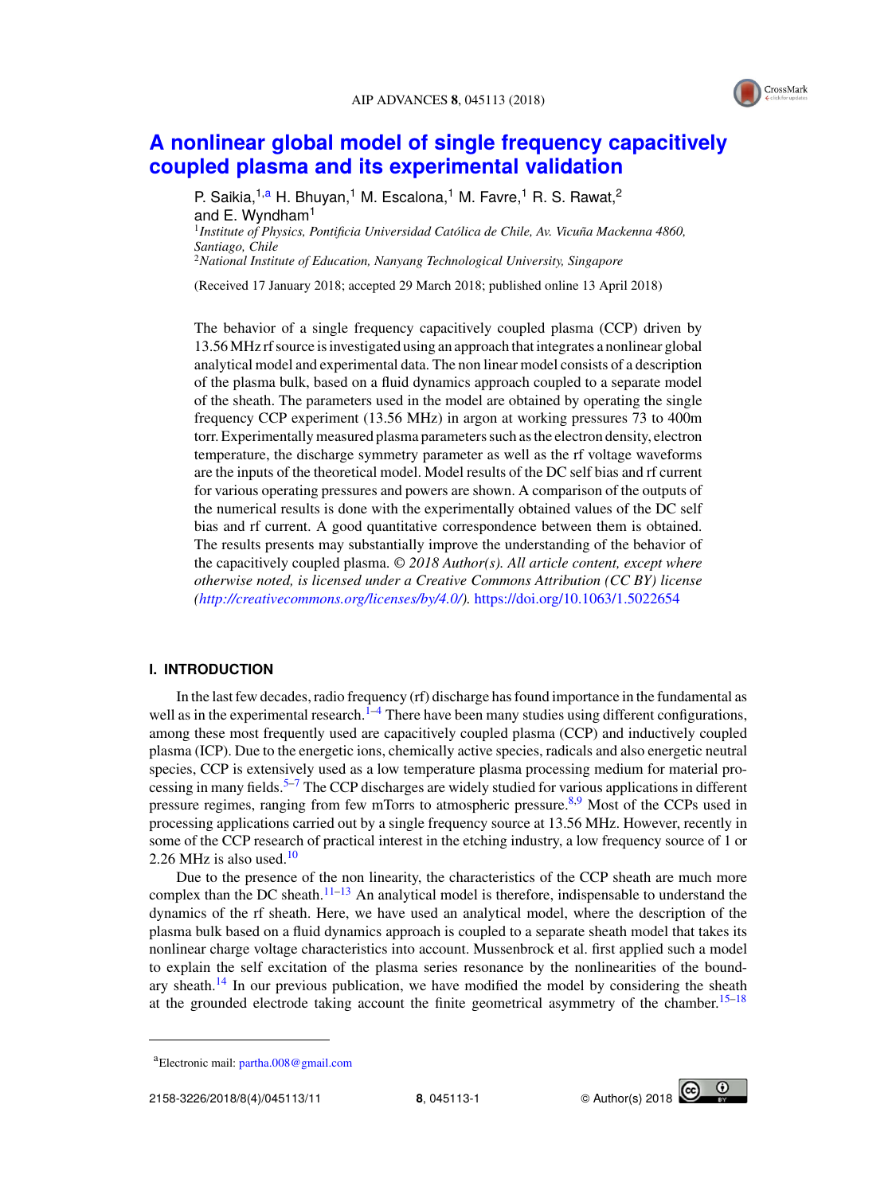# A nonlinear global model of single frequency capacitively coupled plasma and its experimental validation

P. Saikia,[1,a] H. Bhuyan,[1] M. Escalona,[1] M. Favre,[1] R. S. Rawat,[2] and E. Wyndham[1]

[1]*Institute of Physics, Pontificia Universidad Católica de Chile, Av. Vicuña Mackenna 4860, Santiago, Chile*
[2]*National Institute of Education, Nanyang Technological University, Singapore*

(Received 17 January 2018; accepted 29 March 2018; published online 13 April 2018)

The behavior of a single frequency capacitively coupled plasma (CCP) driven by 13.56 MHz rf source is investigated using an approach that integrates a nonlinear global analytical model and experimental data. The non linear model consists of a description of the plasma bulk, based on a fluid dynamics approach coupled to a separate model of the sheath. The parameters used in the model are obtained by operating the single frequency CCP experiment (13.56 MHz) in argon at working pressures 73 to 400m torr. Experimentally measured plasma parameters such as the electron density, electron temperature, the discharge symmetry parameter as well as the rf voltage waveforms are the inputs of the theoretical model. Model results of the DC self bias and rf current for various operating pressures and powers are shown. A comparison of the outputs of the numerical results is done with the experimentally obtained values of the DC self bias and rf current. A good quantitative correspondence between them is obtained. The results presents may substantially improve the understanding of the behavior of the capacitively coupled plasma. © *2018 Author(s). All article content, except where otherwise noted, is licensed under a Creative Commons Attribution (CC BY) license (http://creativecommons.org/licenses/by/4.0/).* https://doi.org/10.1063/1.5022654

## I. INTRODUCTION

In the last few decades, radio frequency (rf) discharge has found importance in the fundamental as well as in the experimental research.[1–4] There have been many studies using different configurations, among these most frequently used are capacitively coupled plasma (CCP) and inductively coupled plasma (ICP). Due to the energetic ions, chemically active species, radicals and also energetic neutral species, CCP is extensively used as a low temperature plasma processing medium for material processing in many fields.[5–7] The CCP discharges are widely studied for various applications in different pressure regimes, ranging from few mTorrs to atmospheric pressure.[8,9] Most of the CCPs used in processing applications carried out by a single frequency source at 13.56 MHz. However, recently in some of the CCP research of practical interest in the etching industry, a low frequency source of 1 or 2.26 MHz is also used.[10]

Due to the presence of the non linearity, the characteristics of the CCP sheath are much more complex than the DC sheath.[11–13] An analytical model is therefore, indispensable to understand the dynamics of the rf sheath. Here, we have used an analytical model, where the description of the plasma bulk based on a fluid dynamics approach is coupled to a separate sheath model that takes its nonlinear charge voltage characteristics into account. Mussenbrock et al. first applied such a model to explain the self excitation of the plasma series resonance by the nonlinearities of the boundary sheath.[14] In our previous publication, we have modified the model by considering the sheath at the grounded electrode taking account the finite geometrical asymmetry of the chamber.[15–18]

[a]Electronic mail: partha.008@gmail.com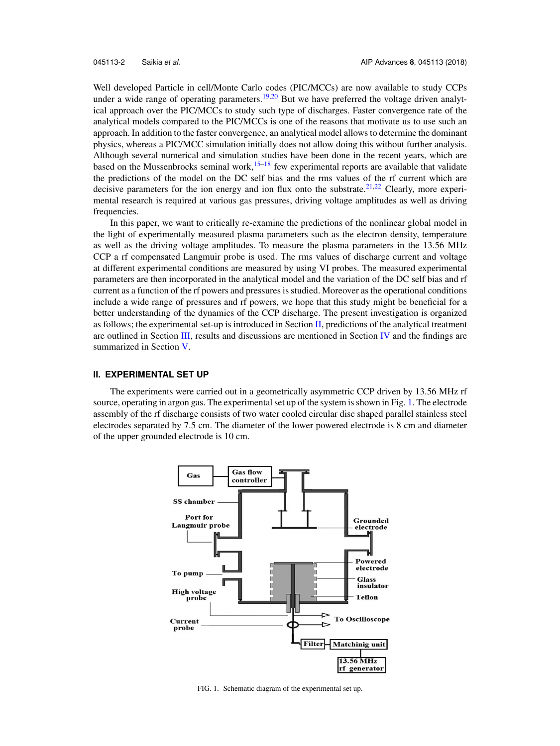Well developed Particle in cell/Monte Carlo codes (PIC/MCCs) are now available to study CCPs under a wide range of operating parameters.[19,20] But we have preferred the voltage driven analytical approach over the PIC/MCCs to study such type of discharges. Faster convergence rate of the analytical models compared to the PIC/MCCs is one of the reasons that motivate us to use such an approach. In addition to the faster convergence, an analytical model allows to determine the dominant physics, whereas a PIC/MCC simulation initially does not allow doing this without further analysis. Although several numerical and simulation studies have been done in the recent years, which are based on the Mussenbrocks seminal work,[15–18] few experimental reports are available that validate the predictions of the model on the DC self bias and the rms values of the rf current which are decisive parameters for the ion energy and ion flux onto the substrate.[21,22] Clearly, more experimental research is required at various gas pressures, driving voltage amplitudes as well as driving frequencies.

In this paper, we want to critically re-examine the predictions of the nonlinear global model in the light of experimentally measured plasma parameters such as the electron density, temperature as well as the driving voltage amplitudes. To measure the plasma parameters in the 13.56 MHz CCP a rf compensated Langmuir probe is used. The rms values of discharge current and voltage at different experimental conditions are measured by using VI probes. The measured experimental parameters are then incorporated in the analytical model and the variation of the DC self bias and rf current as a function of the rf powers and pressures is studied. Moreover as the operational conditions include a wide range of pressures and rf powers, we hope that this study might be beneficial for a better understanding of the dynamics of the CCP discharge. The present investigation is organized as follows; the experimental set-up is introduced in Section II, predictions of the analytical treatment are outlined in Section III, results and discussions are mentioned in Section IV and the findings are summarized in Section V.

## II. EXPERIMENTAL SET UP

The experiments were carried out in a geometrically asymmetric CCP driven by 13.56 MHz rf source, operating in argon gas. The experimental set up of the system is shown in Fig. 1. The electrode assembly of the rf discharge consists of two water cooled circular disc shaped parallel stainless steel electrodes separated by 7.5 cm. The diameter of the lower powered electrode is 8 cm and diameter of the upper grounded electrode is 10 cm.

FIG. 1. Schematic diagram of the experimental set up.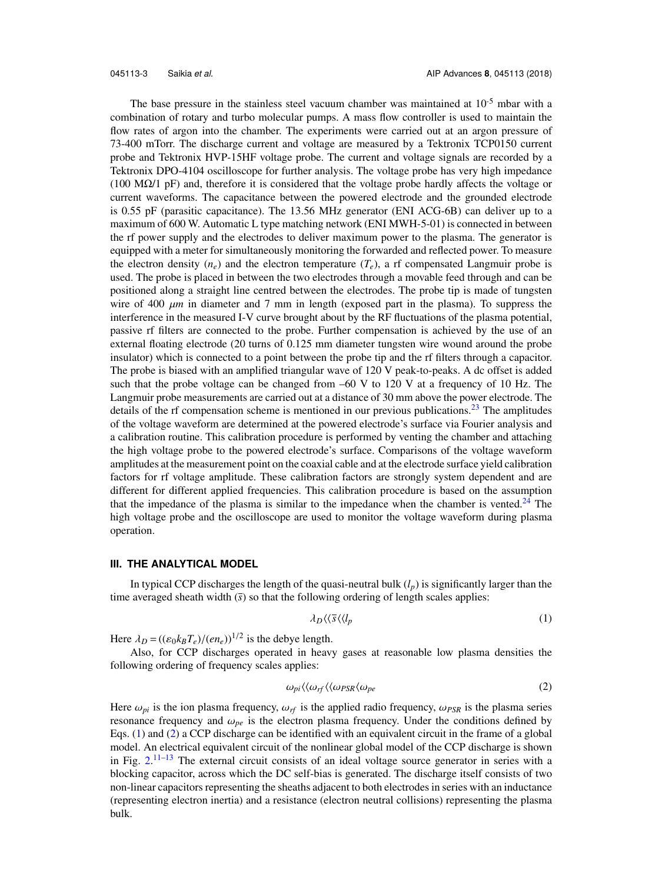The base pressure in the stainless steel vacuum chamber was maintained at $10^{-5}$ mbar with a combination of rotary and turbo molecular pumps. A mass flow controller is used to maintain the flow rates of argon into the chamber. The experiments were carried out at an argon pressure of 73-400 mTorr. The discharge current and voltage are measured by a Tektronix TCP0150 current probe and Tektronix HVP-15HF voltage probe. The current and voltage signals are recorded by a Tektronix DPO-4104 oscilloscope for further analysis. The voltage probe has very high impedance (100 MΩ/1 pF) and, therefore it is considered that the voltage probe hardly affects the voltage or current waveforms. The capacitance between the powered electrode and the grounded electrode is 0.55 pF (parasitic capacitance). The 13.56 MHz generator (ENI ACG-6B) can deliver up to a maximum of 600 W. Automatic L type matching network (ENI MWH-5-01) is connected in between the rf power supply and the electrodes to deliver maximum power to the plasma. The generator is equipped with a meter for simultaneously monitoring the forwarded and reflected power. To measure the electron density ($n_e$) and the electron temperature ($T_e$), a rf compensated Langmuir probe is used. The probe is placed in between the two electrodes through a movable feed through and can be positioned along a straight line centred between the electrodes. The probe tip is made of tungsten wire of 400 $\mu m$ in diameter and 7 mm in length (exposed part in the plasma). To suppress the interference in the measured I-V curve brought about by the RF fluctuations of the plasma potential, passive rf filters are connected to the probe. Further compensation is achieved by the use of an external floating electrode (20 turns of 0.125 mm diameter tungsten wire wound around the probe insulator) which is connected to a point between the probe tip and the rf filters through a capacitor. The probe is biased with an amplified triangular wave of 120 V peak-to-peaks. A dc offset is added such that the probe voltage can be changed from –60 V to 120 V at a frequency of 10 Hz. The Langmuir probe measurements are carried out at a distance of 30 mm above the power electrode. The details of the rf compensation scheme is mentioned in our previous publications.[23] The amplitudes of the voltage waveform are determined at the powered electrode's surface via Fourier analysis and a calibration routine. This calibration procedure is performed by venting the chamber and attaching the high voltage probe to the powered electrode's surface. Comparisons of the voltage waveform amplitudes at the measurement point on the coaxial cable and at the electrode surface yield calibration factors for rf voltage amplitude. These calibration factors are strongly system dependent and are different for different applied frequencies. This calibration procedure is based on the assumption that the impedance of the plasma is similar to the impedance when the chamber is vented.[24] The high voltage probe and the oscilloscope are used to monitor the voltage waveform during plasma operation.

### III. THE ANALYTICAL MODEL

In typical CCP discharges the length of the quasi-neutral bulk ($l_p$) is significantly larger than the time averaged sheath width ($\bar{s}$) so that the following ordering of length scales applies:

$$\lambda_D \langle\langle \bar{s} \langle\langle l_p \tag{1}$$

Here $\lambda_D = ((\varepsilon_0 k_B T_e)/(e n_e))^{1/2}$ is the debye length.

Also, for CCP discharges operated in heavy gases at reasonable low plasma densities the following ordering of frequency scales applies:

$$\omega_{pi} \langle\langle \omega_{rf} \langle\langle \omega_{PSR} \langle \omega_{pe} \tag{2}$$

Here $\omega_{pi}$ is the ion plasma frequency, $\omega_{rf}$ is the applied radio frequency, $\omega_{PSR}$ is the plasma series resonance frequency and $\omega_{pe}$ is the electron plasma frequency. Under the conditions defined by Eqs. (1) and (2) a CCP discharge can be identified with an equivalent circuit in the frame of a global model. An electrical equivalent circuit of the nonlinear global model of the CCP discharge is shown in Fig. 2.[11–13] The external circuit consists of an ideal voltage source generator in series with a blocking capacitor, across which the DC self-bias is generated. The discharge itself consists of two non-linear capacitors representing the sheaths adjacent to both electrodes in series with an inductance (representing electron inertia) and a resistance (electron neutral collisions) representing the plasma bulk.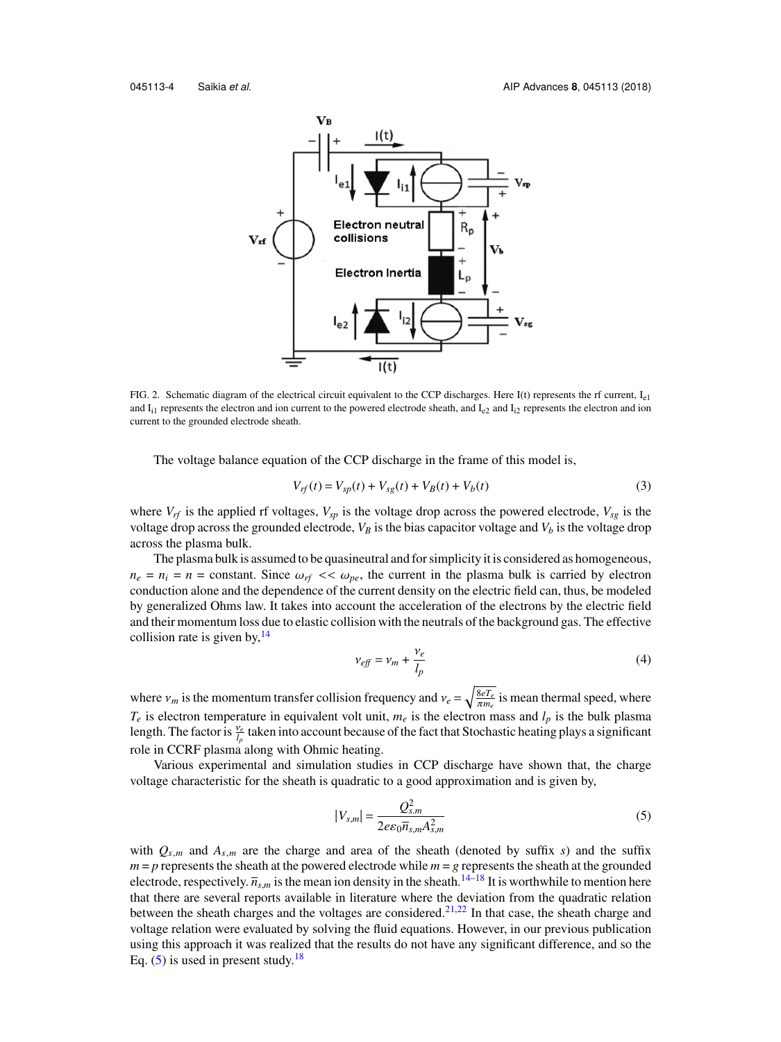FIG. 2. Schematic diagram of the electrical circuit equivalent to the CCP discharges. Here I(t) represents the rf current, $I_{e1}$ and $I_{i1}$ represents the electron and ion current to the powered electrode sheath, and $I_{e2}$ and $I_{i2}$ represents the electron and ion current to the grounded electrode sheath.

The voltage balance equation of the CCP discharge in the frame of this model is,

$$V_{rf}(t) = V_{sp}(t) + V_{sg}(t) + V_B(t) + V_b(t) \tag{3}$$

where $V_{rf}$ is the applied rf voltages, $V_{sp}$ is the voltage drop across the powered electrode, $V_{sg}$ is the voltage drop across the grounded electrode, $V_B$ is the bias capacitor voltage and $V_b$ is the voltage drop across the plasma bulk.

The plasma bulk is assumed to be quasineutral and for simplicity it is considered as homogeneous, $n_e = n_i = n =$ constant. Since $\omega_{rf} << \omega_{pe}$, the current in the plasma bulk is carried by electron conduction alone and the dependence of the current density on the electric field can, thus, be modeled by generalized Ohms law. It takes into account the acceleration of the electrons by the electric field and their momentum loss due to elastic collision with the neutrals of the background gas. The effective collision rate is given by,[14]

$$\nu_{eff} = \nu_m + \frac{\nu_e}{l_p} \tag{4}$$

where $\nu_m$ is the momentum transfer collision frequency and $\nu_e = \sqrt{\frac{8eT_e}{\pi m_e}}$ is mean thermal speed, where $T_e$ is electron temperature in equivalent volt unit, $m_e$ is the electron mass and $l_p$ is the bulk plasma length. The factor is $\frac{\nu_e}{l_p}$ taken into account because of the fact that Stochastic heating plays a significant role in CCRF plasma along with Ohmic heating.

Various experimental and simulation studies in CCP discharge have shown that, the charge voltage characteristic for the sheath is quadratic to a good approximation and is given by,

$$|V_{s,m}| = \frac{Q_{s,m}^2}{2e\varepsilon_0 \bar{n}_{s,m} A_{s,m}^2} \tag{5}$$

with $Q_{s,m}$ and $A_{s,m}$ are the charge and area of the sheath (denoted by suffix $s$) and the suffix $m = p$ represents the sheath at the powered electrode while $m = g$ represents the sheath at the grounded electrode, respectively. $\bar{n}_{s,m}$ is the mean ion density in the sheath.[14–18] It is worthwhile to mention here that there are several reports available in literature where the deviation from the quadratic relation between the sheath charges and the voltages are considered.[21,22] In that case, the sheath charge and voltage relation were evaluated by solving the fluid equations. However, in our previous publication using this approach it was realized that the results do not have any significant difference, and so the Eq. (5) is used in present study.[18]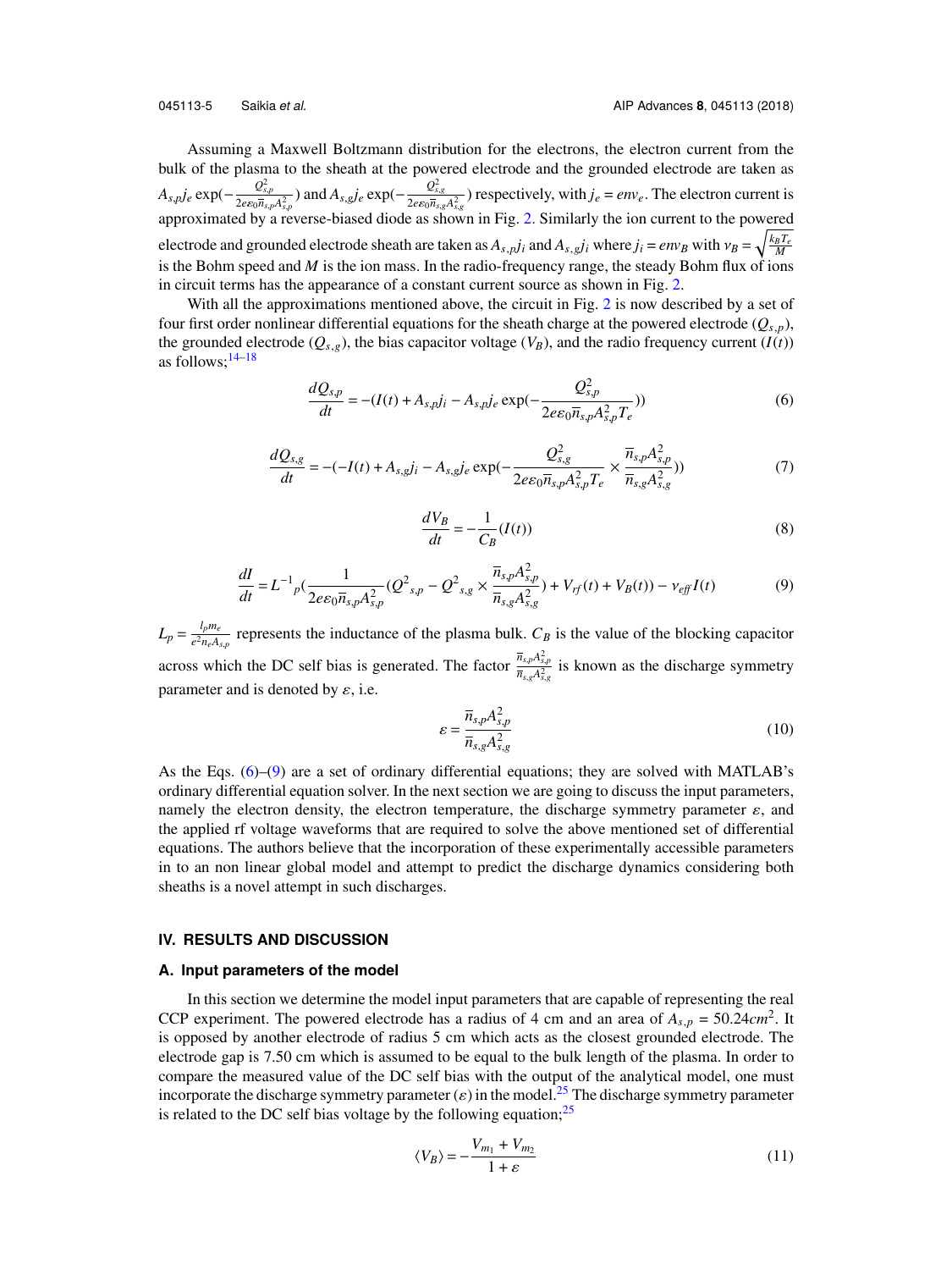Assuming a Maxwell Boltzmann distribution for the electrons, the electron current from the bulk of the plasma to the sheath at the powered electrode and the grounded electrode are taken as $A_{s,p}j_e \exp(-\frac{Q_{s,p}^2}{2e\varepsilon_0\overline{n}_{s,p}A_{s,p}^2})$ and $A_{s,g}j_e \exp(-\frac{Q_{s,g}^2}{2e\varepsilon_0\overline{n}_{s,g}A_{s,g}^2})$ respectively, with $j_e = env_e$. The electron current is approximated by a reverse-biased diode as shown in Fig. 2. Similarly the ion current to the powered electrode and grounded electrode sheath are taken as $A_{s,p}j_i$ and $A_{s,g}j_i$ where $j_i = env_B$ with $v_B = \sqrt{\frac{k_B T_e}{M}}$ is the Bohm speed and $M$ is the ion mass. In the radio-frequency range, the steady Bohm flux of ions in circuit terms has the appearance of a constant current source as shown in Fig. 2.

With all the approximations mentioned above, the circuit in Fig. 2 is now described by a set of four first order nonlinear differential equations for the sheath charge at the powered electrode ($Q_{s,p}$), the grounded electrode ($Q_{s,g}$), the bias capacitor voltage ($V_B$), and the radio frequency current ($I(t)$) as follows;[14–18]

$$\frac{dQ_{s,p}}{dt} = -(I(t) + A_{s,p}j_i - A_{s,p}j_e \exp(-\frac{Q_{s,p}^2}{2e\varepsilon_0\overline{n}_{s,p}A_{s,p}^2 T_e})) \tag{6}$$

$$\frac{dQ_{s,g}}{dt} = -(-I(t) + A_{s,g}j_i - A_{s,g}j_e \exp(-\frac{Q_{s,g}^2}{2e\varepsilon_0\overline{n}_{s,p}A_{s,p}^2 T_e} \times \frac{\overline{n}_{s,p}A_{s,p}^2}{\overline{n}_{s,g}A_{s,g}^2})) \tag{7}$$

$$\frac{dV_B}{dt} = -\frac{1}{C_B}(I(t)) \tag{8}$$

$$\frac{dI}{dt} = L^{-1}{}_p(\frac{1}{2e\varepsilon_0\overline{n}_{s,p}A_{s,p}^2}(Q^2{}_{s,p} - Q^2{}_{s,g} \times \frac{\overline{n}_{s,p}A_{s,p}^2}{\overline{n}_{s,g}A_{s,g}^2}) + V_{rf}(t) + V_B(t)) - \nu_{eff}I(t) \tag{9}$$

$L_p = \frac{l_p m_e}{e^2 n_e A_{s,p}}$ represents the inductance of the plasma bulk. $C_B$ is the value of the blocking capacitor across which the DC self bias is generated. The factor $\frac{\overline{n}_{s,p}A_{s,p}^2}{\overline{n}_{s,g}A_{s,g}^2}$ is known as the discharge symmetry parameter and is denoted by $\varepsilon$, i.e.

$$\varepsilon = \frac{\overline{n}_{s,p}A_{s,p}^2}{\overline{n}_{s,g}A_{s,g}^2} \tag{10}$$

As the Eqs. (6)–(9) are a set of ordinary differential equations; they are solved with MATLAB's ordinary differential equation solver. In the next section we are going to discuss the input parameters, namely the electron density, the electron temperature, the discharge symmetry parameter $\varepsilon$, and the applied rf voltage waveforms that are required to solve the above mentioned set of differential equations. The authors believe that the incorporation of these experimentally accessible parameters in to an non linear global model and attempt to predict the discharge dynamics considering both sheaths is a novel attempt in such discharges.

## IV. RESULTS AND DISCUSSION

### A. Input parameters of the model

In this section we determine the model input parameters that are capable of representing the real CCP experiment. The powered electrode has a radius of 4 cm and an area of $A_{s,p} = 50.24cm^2$. It is opposed by another electrode of radius 5 cm which acts as the closest grounded electrode. The electrode gap is 7.50 cm which is assumed to be equal to the bulk length of the plasma. In order to compare the measured value of the DC self bias with the output of the analytical model, one must incorporate the discharge symmetry parameter ($\varepsilon$) in the model.[25] The discharge symmetry parameter is related to the DC self bias voltage by the following equation;[25]

$$\langle V_B \rangle = -\frac{V_{m_1} + V_{m_2}}{1 + \varepsilon} \tag{11}$$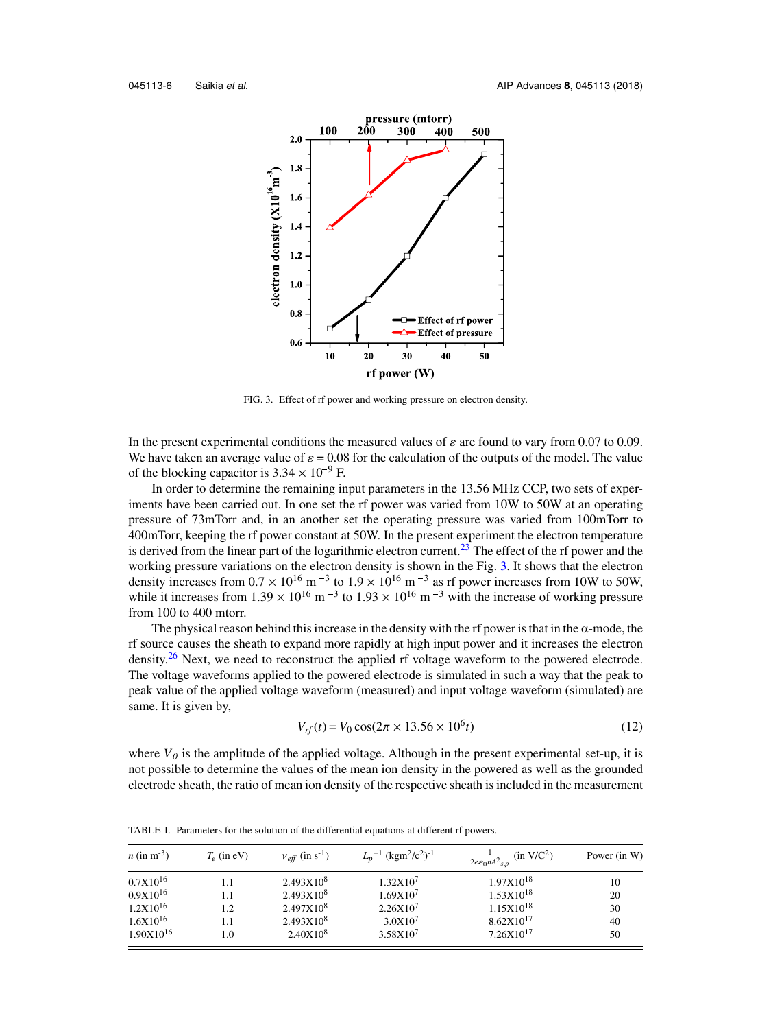FIG. 3. Effect of rf power and working pressure on electron density.

In the present experimental conditions the measured values of $\varepsilon$ are found to vary from 0.07 to 0.09. We have taken an average value of $\varepsilon = 0.08$ for the calculation of the outputs of the model. The value of the blocking capacitor is $3.34 \times 10^{-9}$ F.

In order to determine the remaining input parameters in the 13.56 MHz CCP, two sets of experiments have been carried out. In one set the rf power was varied from 10W to 50W at an operating pressure of 73mTorr and, in an another set the operating pressure was varied from 100mTorr to 400mTorr, keeping the rf power constant at 50W. In the present experiment the electron temperature is derived from the linear part of the logarithmic electron current.[23] The effect of the rf power and the working pressure variations on the electron density is shown in the Fig. 3. It shows that the electron density increases from $0.7 \times 10^{16}$ m $^{-3}$ to $1.9 \times 10^{16}$ m $^{-3}$ as rf power increases from 10W to 50W, while it increases from $1.39 \times 10^{16}$ m $^{-3}$ to $1.93 \times 10^{16}$ m $^{-3}$ with the increase of working pressure from 100 to 400 mtorr.

The physical reason behind this increase in the density with the rf power is that in the $\alpha$-mode, the rf source causes the sheath to expand more rapidly at high input power and it increases the electron density.[26] Next, we need to reconstruct the applied rf voltage waveform to the powered electrode. The voltage waveforms applied to the powered electrode is simulated in such a way that the peak to peak value of the applied voltage waveform (measured) and input voltage waveform (simulated) are same. It is given by,

$$V_{rf}(t) = V_0 \cos(2\pi \times 13.56 \times 10^6 t) \tag{12}$$

where $V_0$ is the amplitude of the applied voltage. Although in the present experimental set-up, it is not possible to determine the values of the mean ion density in the powered as well as the grounded electrode sheath, the ratio of mean ion density of the respective sheath is included in the measurement

TABLE I. Parameters for the solution of the differential equations at different rf powers.

| $n$ (in m$^{-3}$) | $T_e$ (in eV) | $\nu_{eff}$ (in s$^{-1}$) | $L_p^{-1}$ (kgm$^2$/c$^2$)$^{-1}$ | $\frac{1}{2e\varepsilon_0 n A^2_{s,p}}$ (in V/C$^2$) | Power (in W) |
|---|---|---|---|---|---|
| 0.7X10$^{16}$ | 1.1 | 2.493X10$^8$ | 1.32X10$^7$ | 1.97X10$^{18}$ | 10 |
| 0.9X10$^{16}$ | 1.1 | 2.493X10$^8$ | 1.69X10$^7$ | 1.53X10$^{18}$ | 20 |
| 1.2X10$^{16}$ | 1.2 | 2.497X10$^8$ | 2.26X10$^7$ | 1.15X10$^{18}$ | 30 |
| 1.6X10$^{16}$ | 1.1 | 2.493X10$^8$ | 3.0X10$^7$ | 8.62X10$^{17}$ | 40 |
| 1.90X10$^{16}$ | 1.0 | 2.40X10$^8$ | 3.58X10$^7$ | 7.26X10$^{17}$ | 50 |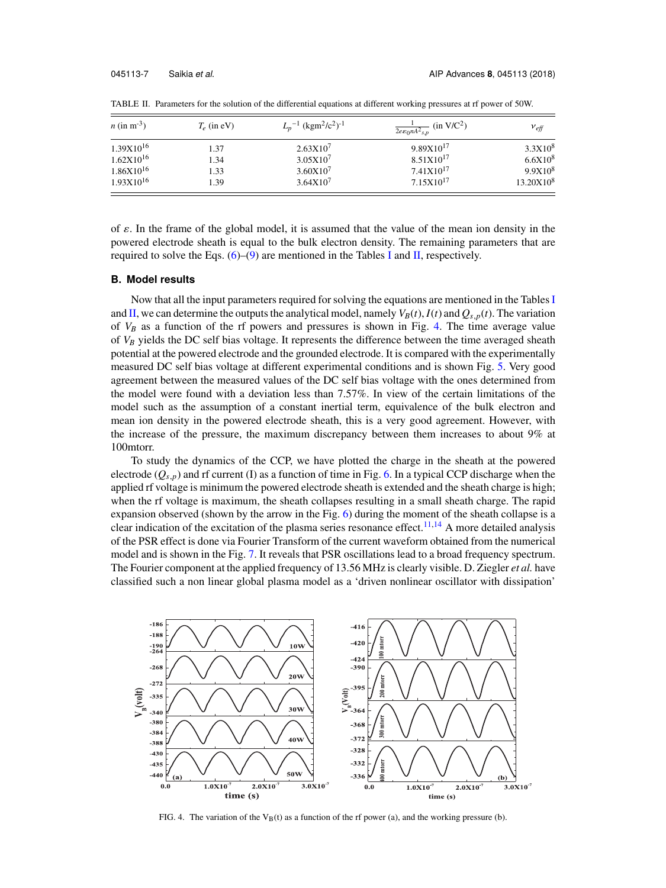TABLE II. Parameters for the solution of the differential equations at different working pressures at rf power of 50W.

| $n$ (in m$^{-3}$) | $T_e$ (in eV) | $L_p^{-1}$ (kgm$^2$/c$^2$)$^{-1}$ | $\frac{1}{2\varepsilon\varepsilon_0 n A^2_{s,p}}$ (in V/C$^2$) | $\nu_{eff}$ |
|---|---|---|---|---|
| 1.39X10$^{16}$ | 1.37 | 2.63X10$^7$ | 9.89X10$^{17}$ | 3.3X10$^8$ |
| 1.62X10$^{16}$ | 1.34 | 3.05X10$^7$ | 8.51X10$^{17}$ | 6.6X10$^8$ |
| 1.86X10$^{16}$ | 1.33 | 3.60X10$^7$ | 7.41X10$^{17}$ | 9.9X10$^8$ |
| 1.93X10$^{16}$ | 1.39 | 3.64X10$^7$ | 7.15X10$^{17}$ | 13.20X10$^8$ |

of $\varepsilon$. In the frame of the global model, it is assumed that the value of the mean ion density in the powered electrode sheath is equal to the bulk electron density. The remaining parameters that are required to solve the Eqs. (6)–(9) are mentioned in the Tables I and II, respectively.

### B. Model results

Now that all the input parameters required for solving the equations are mentioned in the Tables I and II, we can determine the outputs the analytical model, namely $V_B(t)$, $I(t)$ and $Q_{s,p}(t)$. The variation of $V_B$ as a function of the rf powers and pressures is shown in Fig. 4. The time average value of $V_B$ yields the DC self bias voltage. It represents the difference between the time averaged sheath potential at the powered electrode and the grounded electrode. It is compared with the experimentally measured DC self bias voltage at different experimental conditions and is shown Fig. 5. Very good agreement between the measured values of the DC self bias voltage with the ones determined from the model were found with a deviation less than 7.57%. In view of the certain limitations of the model such as the assumption of a constant inertial term, equivalence of the bulk electron and mean ion density in the powered electrode sheath, this is a very good agreement. However, with the increase of the pressure, the maximum discrepancy between them increases to about 9% at 100mtorr.

To study the dynamics of the CCP, we have plotted the charge in the sheath at the powered electrode ($Q_{s,p}$) and rf current (I) as a function of time in Fig. 6. In a typical CCP discharge when the applied rf voltage is minimum the powered electrode sheath is extended and the sheath charge is high; when the rf voltage is maximum, the sheath collapses resulting in a small sheath charge. The rapid expansion observed (shown by the arrow in the Fig. 6) during the moment of the sheath collapse is a clear indication of the excitation of the plasma series resonance effect.[11,14] A more detailed analysis of the PSR effect is done via Fourier Transform of the current waveform obtained from the numerical model and is shown in the Fig. 7. It reveals that PSR oscillations lead to a broad frequency spectrum. The Fourier component at the applied frequency of 13.56 MHz is clearly visible. D. Ziegler *et al.* have classified such a non linear global plasma model as a 'driven nonlinear oscillator with dissipation'

FIG. 4. The variation of the $V_B(t)$ as a function of the rf power (a), and the working pressure (b).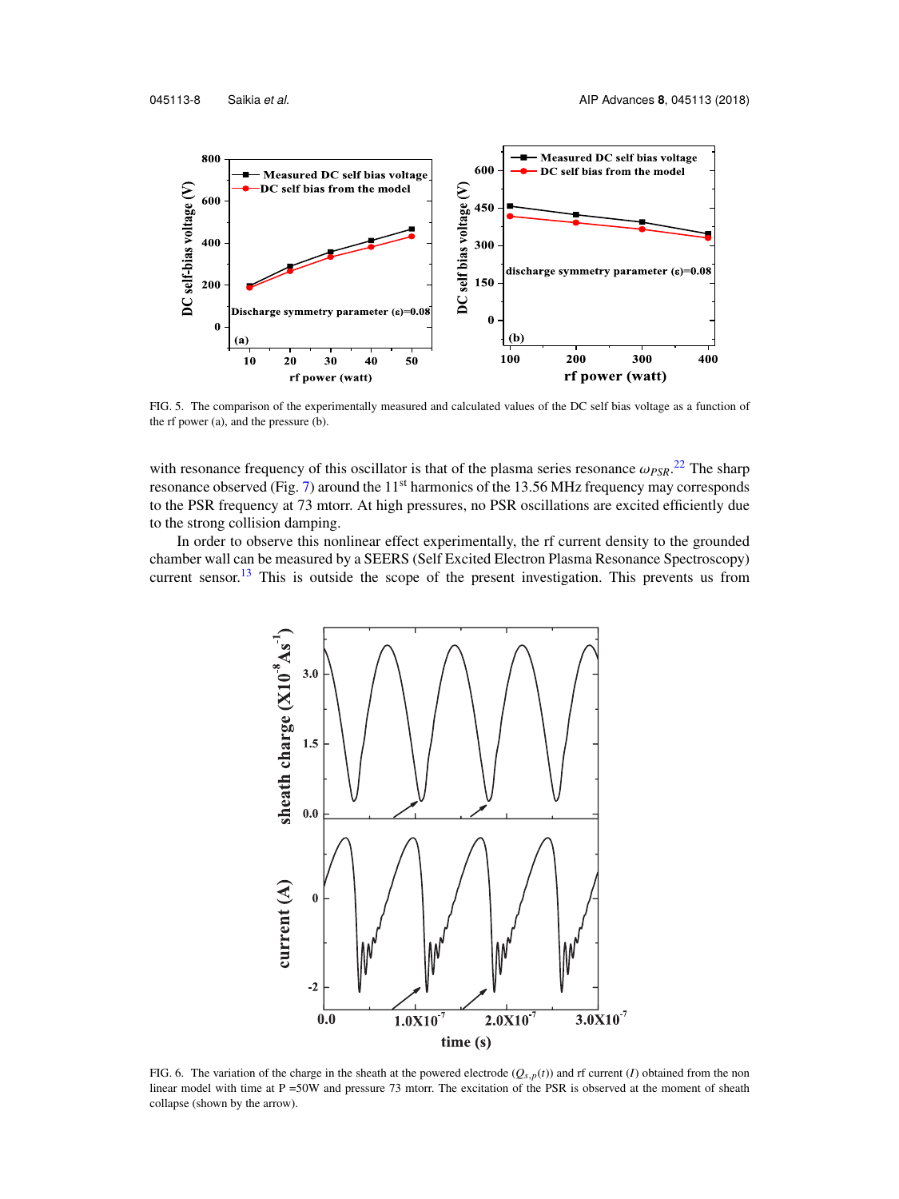FIG. 5. The comparison of the experimentally measured and calculated values of the DC self bias voltage as a function of the rf power (a), and the pressure (b).

with resonance frequency of this oscillator is that of the plasma series resonance $\omega_{PSR}$.[22] The sharp resonance observed (Fig. 7) around the 11$^{st}$ harmonics of the 13.56 MHz frequency may corresponds to the PSR frequency at 73 mtorr. At high pressures, no PSR oscillations are excited efficiently due to the strong collision damping.

In order to observe this nonlinear effect experimentally, the rf current density to the grounded chamber wall can be measured by a SEERS (Self Excited Electron Plasma Resonance Spectroscopy) current sensor.[13] This is outside the scope of the present investigation. This prevents us from

FIG. 6. The variation of the charge in the sheath at the powered electrode ($Q_{s,p}(t)$) and rf current ($I$) obtained from the non linear model with time at P =50W and pressure 73 mtorr. The excitation of the PSR is observed at the moment of sheath collapse (shown by the arrow).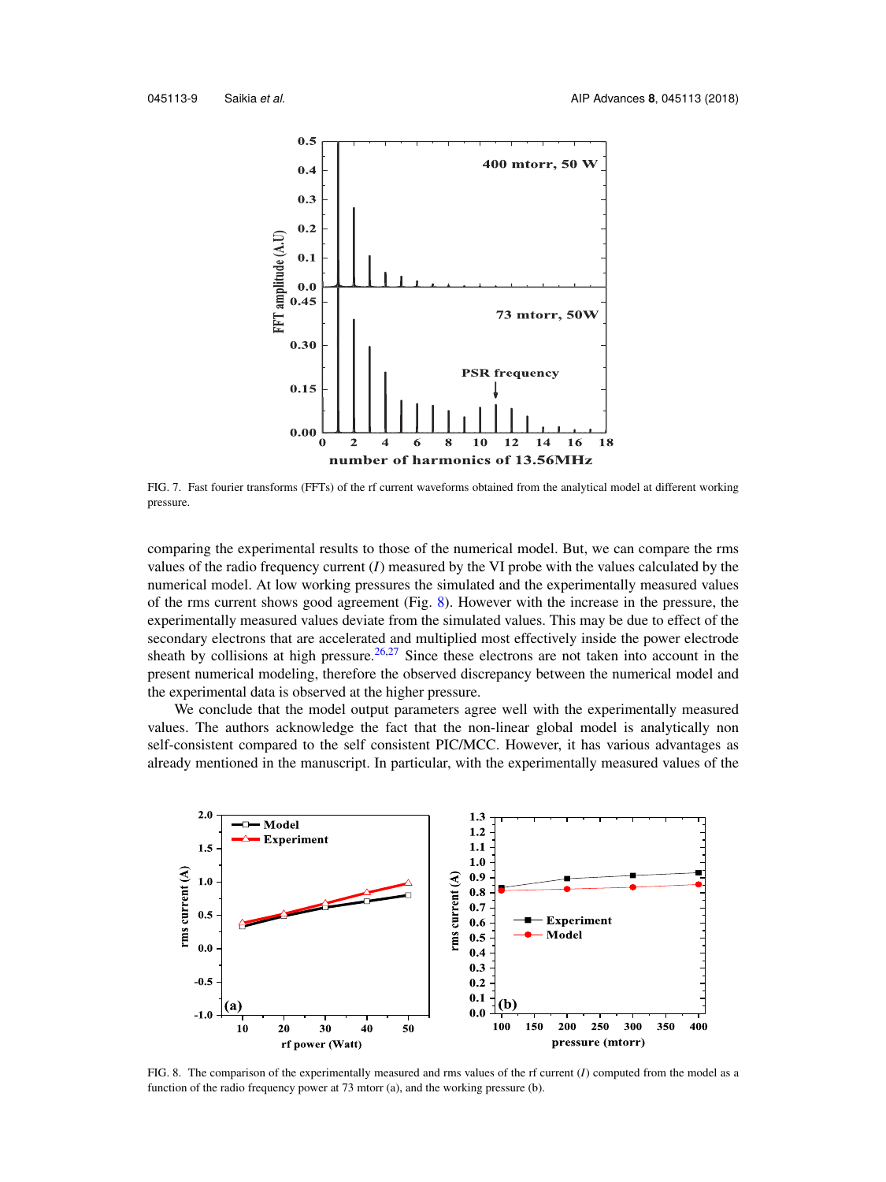FIG. 7. Fast fourier transforms (FFTs) of the rf current waveforms obtained from the analytical model at different working pressure.

comparing the experimental results to those of the numerical model. But, we can compare the rms values of the radio frequency current ($I$) measured by the VI probe with the values calculated by the numerical model. At low working pressures the simulated and the experimentally measured values of the rms current shows good agreement (Fig. 8). However with the increase in the pressure, the experimentally measured values deviate from the simulated values. This may be due to effect of the secondary electrons that are accelerated and multiplied most effectively inside the power electrode sheath by collisions at high pressure.[26,27] Since these electrons are not taken into account in the present numerical modeling, therefore the observed discrepancy between the numerical model and the experimental data is observed at the higher pressure.

We conclude that the model output parameters agree well with the experimentally measured values. The authors acknowledge the fact that the non-linear global model is analytically non self-consistent compared to the self consistent PIC/MCC. However, it has various advantages as already mentioned in the manuscript. In particular, with the experimentally measured values of the

FIG. 8. The comparison of the experimentally measured and rms values of the rf current ($I$) computed from the model as a function of the radio frequency power at 73 mtorr (a), and the working pressure (b).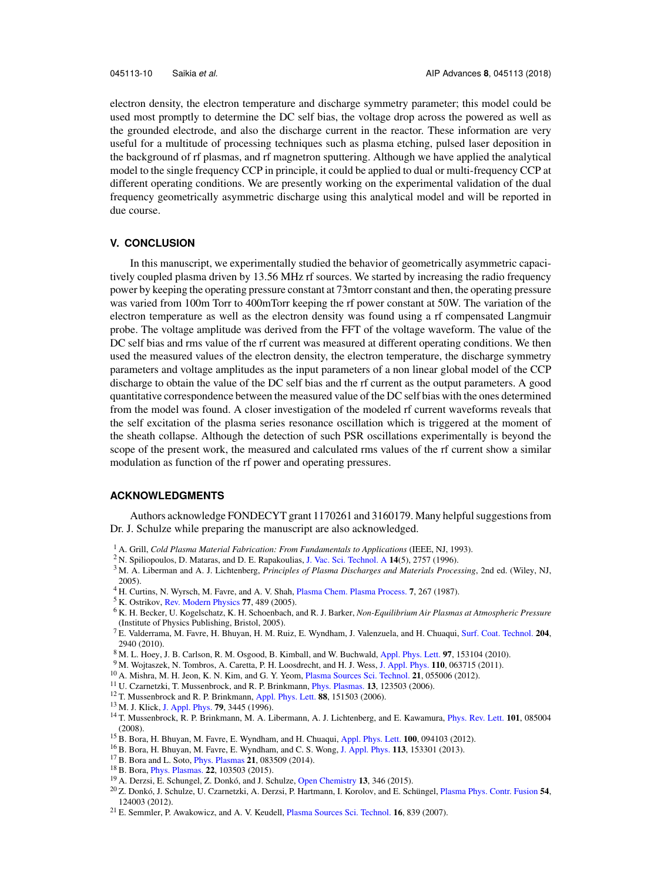electron density, the electron temperature and discharge symmetry parameter; this model could be used most promptly to determine the DC self bias, the voltage drop across the powered as well as the grounded electrode, and also the discharge current in the reactor. These information are very useful for a multitude of processing techniques such as plasma etching, pulsed laser deposition in the background of rf plasmas, and rf magnetron sputtering. Although we have applied the analytical model to the single frequency CCP in principle, it could be applied to dual or multi-frequency CCP at different operating conditions. We are presently working on the experimental validation of the dual frequency geometrically asymmetric discharge using this analytical model and will be reported in due course.

## V. CONCLUSION

In this manuscript, we experimentally studied the behavior of geometrically asymmetric capacitively coupled plasma driven by 13.56 MHz rf sources. We started by increasing the radio frequency power by keeping the operating pressure constant at 73mtorr constant and then, the operating pressure was varied from 100m Torr to 400mTorr keeping the rf power constant at 50W. The variation of the electron temperature as well as the electron density was found using a rf compensated Langmuir probe. The voltage amplitude was derived from the FFT of the voltage waveform. The value of the DC self bias and rms value of the rf current was measured at different operating conditions. We then used the measured values of the electron density, the electron temperature, the discharge symmetry parameters and voltage amplitudes as the input parameters of a non linear global model of the CCP discharge to obtain the value of the DC self bias and the rf current as the output parameters. A good quantitative correspondence between the measured value of the DC self bias with the ones determined from the model was found. A closer investigation of the modeled rf current waveforms reveals that the self excitation of the plasma series resonance oscillation which is triggered at the moment of the sheath collapse. Although the detection of such PSR oscillations experimentally is beyond the scope of the present work, the measured and calculated rms values of the rf current show a similar modulation as function of the rf power and operating pressures.

## ACKNOWLEDGMENTS

Authors acknowledge FONDECYT grant 1170261 and 3160179. Many helpful suggestions from Dr. J. Schulze while preparing the manuscript are also acknowledged.

[1] A. Grill, *Cold Plasma Material Fabrication: From Fundamentals to Applications* (IEEE, NJ, 1993).
[2] N. Spiliopoulos, D. Mataras, and D. E. Rapakoulias, J. Vac. Sci. Technol. A **14**(5), 2757 (1996).
[3] M. A. Liberman and A. J. Lichtenberg, *Principles of Plasma Discharges and Materials Processing*, 2nd ed. (Wiley, NJ, 2005).
[4] H. Curtins, N. Wyrsch, M. Favre, and A. V. Shah, Plasma Chem. Plasma Process. **7**, 267 (1987).
[5] K. Ostrikov, Rev. Modern Physics **77**, 489 (2005).
[6] K. H. Becker, U. Kogelschatz, K. H. Schoenbach, and R. J. Barker, *Non-Equilibrium Air Plasmas at Atmospheric Pressure* (Institute of Physics Publishing, Bristol, 2005).
[7] E. Valderrama, M. Favre, H. Bhuyan, H. M. Ruiz, E. Wyndham, J. Valenzuela, and H. Chuaqui, Surf. Coat. Technol. **204**, 2940 (2010).
[8] M. L. Hoey, J. B. Carlson, R. M. Osgood, B. Kimball, and W. Buchwald, Appl. Phys. Lett. **97**, 153104 (2010).
[9] M. Wojtaszek, N. Tombros, A. Caretta, P. H. Loosdrecht, and H. J. Wess, J. Appl. Phys. **110**, 063715 (2011).
[10] A. Mishra, M. H. Jeon, K. N. Kim, and G. Y. Yeom, Plasma Sources Sci. Technol. **21**, 055006 (2012).
[11] U. Czarnetzki, T. Mussenbrock, and R. P. Brinkmann, Phys. Plasmas. **13**, 123503 (2006).
[12] T. Mussenbrock and R. P. Brinkmann, Appl. Phys. Lett. **88**, 151503 (2006).
[13] M. J. Klick, J. Appl. Phys. **79**, 3445 (1996).
[14] T. Mussenbrock, R. P. Brinkmann, M. A. Libermann, A. J. Lichtenberg, and E. Kawamura, Phys. Rev. Lett. **101**, 085004 (2008).
[15] B. Bora, H. Bhuyan, M. Favre, E. Wyndham, and H. Chuaqui, Appl. Phys. Lett. **100**, 094103 (2012).
[16] B. Bora, H. Bhuyan, M. Favre, E. Wyndham, and C. S. Wong, J. Appl. Phys. **113**, 153301 (2013).
[17] B. Bora and L. Soto, Phys. Plasmas **21**, 083509 (2014).
[18] B. Bora, Phys. Plasmas. **22**, 103503 (2015).
[19] A. Derzsi, E. Schungel, Z. Donkó, and J. Schulze, Open Chemistry **13**, 346 (2015).
[20] Z. Donkó, J. Schulze, U. Czarnetzki, A. Derzsi, P. Hartmann, I. Korolov, and E. Schüngel, Plasma Phys. Contr. Fusion **54**, 124003 (2012).
[21] E. Semmler, P. Awakowicz, and A. V. Keudell, Plasma Sources Sci. Technol. **16**, 839 (2007).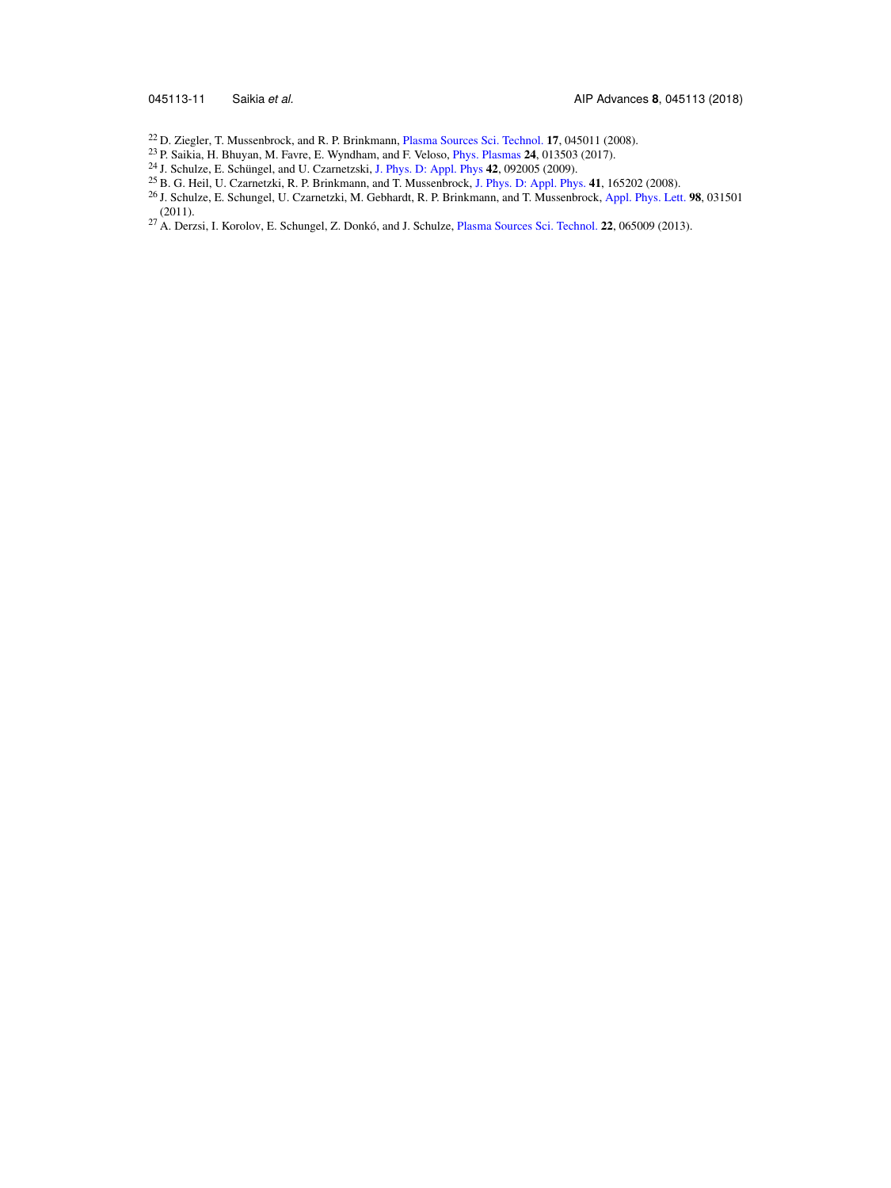[22] D. Ziegler, T. Mussenbrock, and R. P. Brinkmann, Plasma Sources Sci. Technol. **17**, 045011 (2008).
[23] P. Saikia, H. Bhuyan, M. Favre, E. Wyndham, and F. Veloso, Phys. Plasmas **24**, 013503 (2017).
[24] J. Schulze, E. Schüngel, and U. Czarnetzki, J. Phys. D: Appl. Phys **42**, 092005 (2009).
[25] B. G. Heil, U. Czarnetzki, R. P. Brinkmann, and T. Mussenbrock, J. Phys. D: Appl. Phys. **41**, 165202 (2008).
[26] J. Schulze, E. Schungel, U. Czarnetzki, M. Gebhardt, R. P. Brinkmann, and T. Mussenbrock, Appl. Phys. Lett. **98**, 031501 (2011).
[27] A. Derzsi, I. Korolov, E. Schungel, Z. Donkó, and J. Schulze, Plasma Sources Sci. Technol. **22**, 065009 (2013).